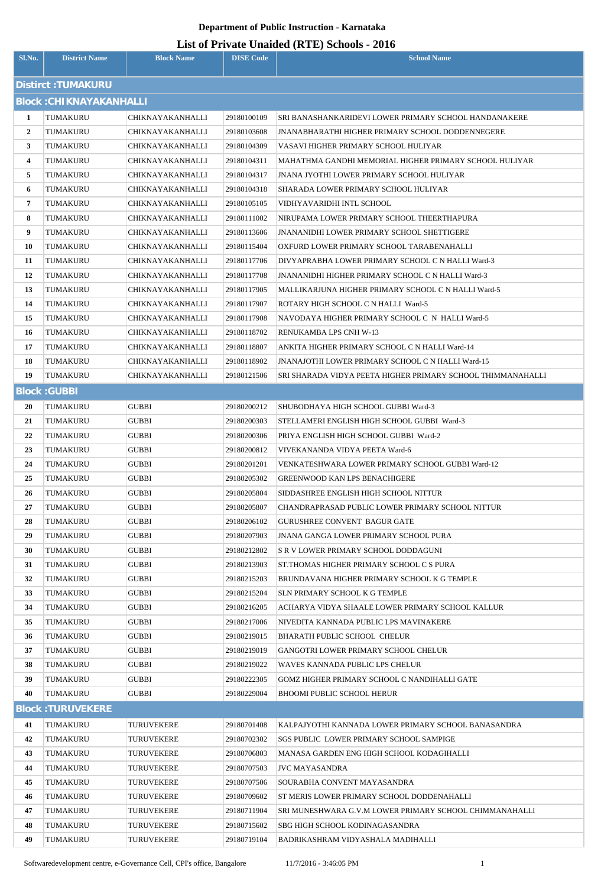**Department of Public Instruction - Karnataka**

**List of Private Unaided (RTE) Schools - 2016**

| Sl.No. | District Name | Block Name | DISE Code | School Name |
|---|---|---|---|---|
| **Distirct :TUMAKURU** | | | | |
| **Block :CHIKNAYAKANHALLI** | | | | |
| 1 | TUMAKURU | CHIKNAYAKANHALLI | 29180100109 | SRI BANASHANKARIDEVI LOWER PRIMARY SCHOOL HANDANAKERE |
| 2 | TUMAKURU | CHIKNAYAKANHALLI | 29180103608 | JNANABHARATHI HIGHER PRIMARY SCHOOL DODDENNEGERE |
| 3 | TUMAKURU | CHIKNAYAKANHALLI | 29180104309 | VASAVI HIGHER PRIMARY SCHOOL HULIYAR |
| 4 | TUMAKURU | CHIKNAYAKANHALLI | 29180104311 | MAHATHMA GANDHI MEMORIAL HIGHER PRIMARY SCHOOL HULIYAR |
| 5 | TUMAKURU | CHIKNAYAKANHALLI | 29180104317 | JNANA JYOTHI LOWER PRIMARY SCHOOL HULIYAR |
| 6 | TUMAKURU | CHIKNAYAKANHALLI | 29180104318 | SHARADA LOWER PRIMARY SCHOOL HULIYAR |
| 7 | TUMAKURU | CHIKNAYAKANHALLI | 29180105105 | VIDHYAVARIDHI INTL SCHOOL |
| 8 | TUMAKURU | CHIKNAYAKANHALLI | 29180111002 | NIRUPAMA LOWER PRIMARY SCHOOL THEERTHAPURA |
| 9 | TUMAKURU | CHIKNAYAKANHALLI | 29180113606 | JNANANIDHI LOWER PRIMARY SCHOOL SHETTIGERE |
| 10 | TUMAKURU | CHIKNAYAKANHALLI | 29180115404 | OXFURD LOWER PRIMARY SCHOOL TARABENAHALLI |
| 11 | TUMAKURU | CHIKNAYAKANHALLI | 29180117706 | DIVYAPRABHA LOWER PRIMARY SCHOOL C N HALLI Ward-3 |
| 12 | TUMAKURU | CHIKNAYAKANHALLI | 29180117708 | JNANANIDHI HIGHER PRIMARY SCHOOL C N HALLI Ward-3 |
| 13 | TUMAKURU | CHIKNAYAKANHALLI | 29180117905 | MALLIKARJUNA HIGHER PRIMARY SCHOOL C N HALLI Ward-5 |
| 14 | TUMAKURU | CHIKNAYAKANHALLI | 29180117907 | ROTARY HIGH SCHOOL C N HALLI Ward-5 |
| 15 | TUMAKURU | CHIKNAYAKANHALLI | 29180117908 | NAVODAYA HIGHER PRIMARY SCHOOL C N HALLI Ward-5 |
| 16 | TUMAKURU | CHIKNAYAKANHALLI | 29180118702 | RENUKAMBA LPS CNH W-13 |
| 17 | TUMAKURU | CHIKNAYAKANHALLI | 29180118807 | ANKITA HIGHER PRIMARY SCHOOL C N HALLI Ward-14 |
| 18 | TUMAKURU | CHIKNAYAKANHALLI | 29180118902 | JNANAJOTHI LOWER PRIMARY SCHOOL C N HALLI Ward-15 |
| 19 | TUMAKURU | CHIKNAYAKANHALLI | 29180121506 | SRI SHARADA VIDYA PEETA HIGHER PRIMARY SCHOOL THIMMANAHALLI |
| **Block :GUBBI** | | | | |
| 20 | TUMAKURU | GUBBI | 29180200212 | SHUBODHAYA HIGH SCHOOL GUBBI Ward-3 |
| 21 | TUMAKURU | GUBBI | 29180200303 | STELLAMERI ENGLISH HIGH SCHOOL GUBBI Ward-3 |
| 22 | TUMAKURU | GUBBI | 29180200306 | PRIYA ENGLISH HIGH SCHOOL GUBBI Ward-2 |
| 23 | TUMAKURU | GUBBI | 29180200812 | VIVEKANANDA VIDYA PEETA Ward-6 |
| 24 | TUMAKURU | GUBBI | 29180201201 | VENKATESHWARA LOWER PRIMARY SCHOOL GUBBI Ward-12 |
| 25 | TUMAKURU | GUBBI | 29180205302 | GREENWOOD KAN LPS BENACHIGERE |
| 26 | TUMAKURU | GUBBI | 29180205804 | SIDDASHREE ENGLISH HIGH SCHOOL NITTUR |
| 27 | TUMAKURU | GUBBI | 29180205807 | CHANDRAPRASAD PUBLIC LOWER PRIMARY SCHOOL NITTUR |
| 28 | TUMAKURU | GUBBI | 29180206102 | GURUSHREE CONVENT BAGUR GATE |
| 29 | TUMAKURU | GUBBI | 29180207903 | JNANA GANGA LOWER PRIMARY SCHOOL PURA |
| 30 | TUMAKURU | GUBBI | 29180212802 | S R V LOWER PRIMARY SCHOOL DODDAGUNI |
| 31 | TUMAKURU | GUBBI | 29180213903 | ST.THOMAS HIGHER PRIMARY SCHOOL C S PURA |
| 32 | TUMAKURU | GUBBI | 29180215203 | BRUNDAVANA HIGHER PRIMARY SCHOOL K G TEMPLE |
| 33 | TUMAKURU | GUBBI | 29180215204 | SLN PRIMARY SCHOOL K G TEMPLE |
| 34 | TUMAKURU | GUBBI | 29180216205 | ACHARYA VIDYA SHAALE LOWER PRIMARY SCHOOL KALLUR |
| 35 | TUMAKURU | GUBBI | 29180217006 | NIVEDITA KANNADA PUBLIC LPS MAVINAKERE |
| 36 | TUMAKURU | GUBBI | 29180219015 | BHARATH PUBLIC SCHOOL CHELUR |
| 37 | TUMAKURU | GUBBI | 29180219019 | GANGOTRI LOWER PRIMARY SCHOOL CHELUR |
| 38 | TUMAKURU | GUBBI | 29180219022 | WAVES KANNADA PUBLIC LPS CHELUR |
| 39 | TUMAKURU | GUBBI | 29180222305 | GOMZ HIGHER PRIMARY SCHOOL C NANDIHALLI GATE |
| 40 | TUMAKURU | GUBBI | 29180229004 | BHOOMI PUBLIC SCHOOL HERUR |
| **Block :TURUVEKERE** | | | | |
| 41 | TUMAKURU | TURUVEKERE | 29180701408 | KALPAJYOTHI KANNADA LOWER PRIMARY SCHOOL BANASANDRA |
| 42 | TUMAKURU | TURUVEKERE | 29180702302 | SGS PUBLIC LOWER PRIMARY SCHOOL SAMPIGE |
| 43 | TUMAKURU | TURUVEKERE | 29180706803 | MANASA GARDEN ENG HIGH SCHOOL KODAGIHALLI |
| 44 | TUMAKURU | TURUVEKERE | 29180707503 | JVC MAYASANDRA |
| 45 | TUMAKURU | TURUVEKERE | 29180707506 | SOURABHA CONVENT MAYASANDRA |
| 46 | TUMAKURU | TURUVEKERE | 29180709602 | ST MERIS LOWER PRIMARY SCHOOL DODDENAHALLI |
| 47 | TUMAKURU | TURUVEKERE | 29180711904 | SRI MUNESHWARA G.V.M LOWER PRIMARY SCHOOL CHIMMANAHALLI |
| 48 | TUMAKURU | TURUVEKERE | 29180715602 | SBG HIGH SCHOOL KODINAGASANDRA |
| 49 | TUMAKURU | TURUVEKERE | 29180719104 | BADRIKASHRAM VIDYASHALA MADIHALLI |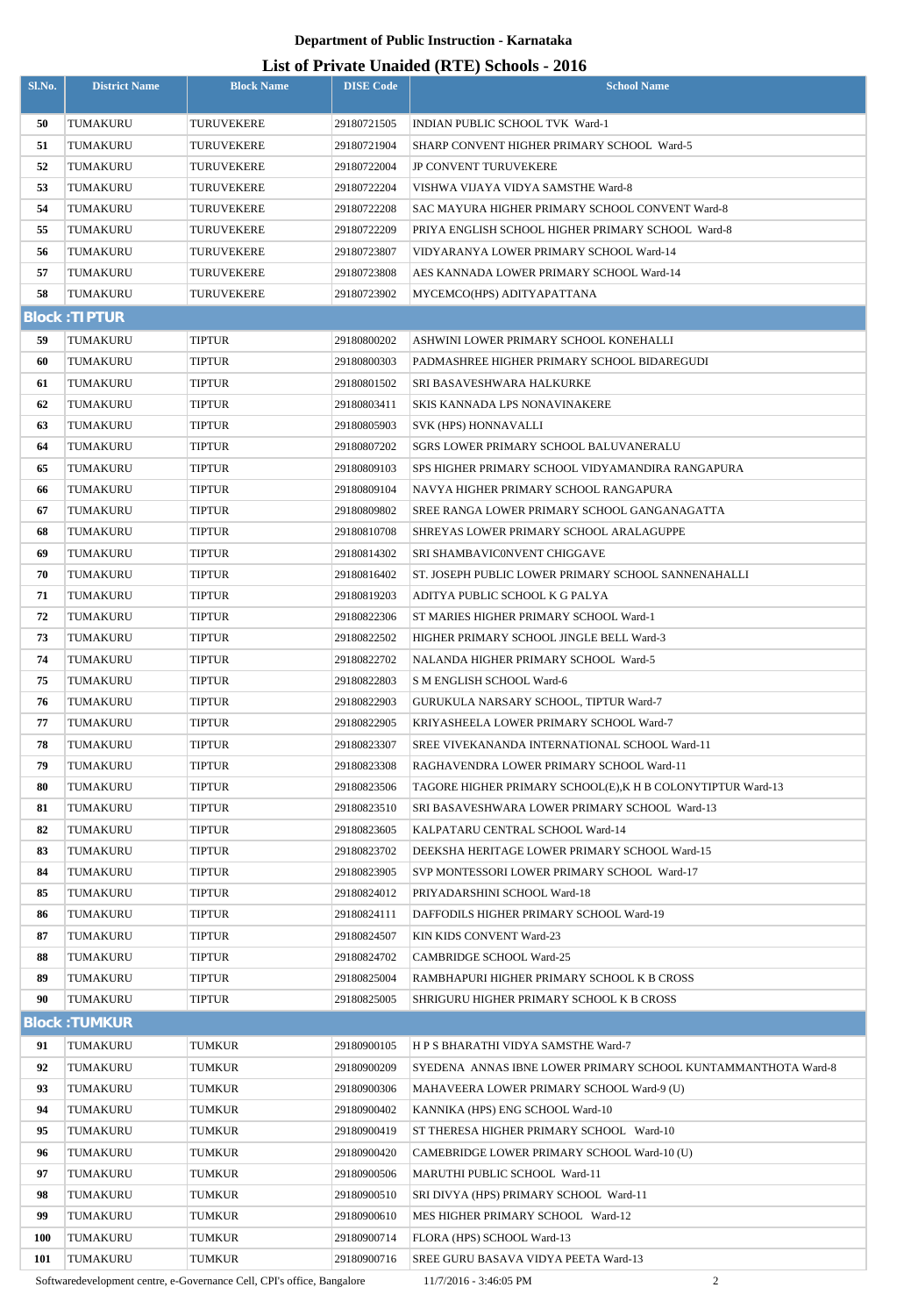**Department of Public Instruction - Karnataka**

**List of Private Unaided (RTE) Schools - 2016**

| Sl.No. | District Name | Block Name | DISE Code | School Name |
|---|---|---|---|---|
| 50 | TUMAKURU | TURUVEKERE | 29180721505 | INDIAN PUBLIC SCHOOL TVK Ward-1 |
| 51 | TUMAKURU | TURUVEKERE | 29180721904 | SHARP CONVENT HIGHER PRIMARY SCHOOL Ward-5 |
| 52 | TUMAKURU | TURUVEKERE | 29180722004 | JP CONVENT TURUVEKERE |
| 53 | TUMAKURU | TURUVEKERE | 29180722204 | VISHWA VIJAYA VIDYA SAMSTHE Ward-8 |
| 54 | TUMAKURU | TURUVEKERE | 29180722208 | SAC MAYURA HIGHER PRIMARY SCHOOL CONVENT Ward-8 |
| 55 | TUMAKURU | TURUVEKERE | 29180722209 | PRIYA ENGLISH SCHOOL HIGHER PRIMARY SCHOOL Ward-8 |
| 56 | TUMAKURU | TURUVEKERE | 29180723807 | VIDYARANYA LOWER PRIMARY SCHOOL Ward-14 |
| 57 | TUMAKURU | TURUVEKERE | 29180723808 | AES KANNADA LOWER PRIMARY SCHOOL Ward-14 |
| 58 | TUMAKURU | TURUVEKERE | 29180723902 | MYCEMCO(HPS) ADITYAPATTANA |
| **Block :TIPTUR** | | | | |
| 59 | TUMAKURU | TIPTUR | 29180800202 | ASHWINI LOWER PRIMARY SCHOOL KONEHALLI |
| 60 | TUMAKURU | TIPTUR | 29180800303 | PADMASHREE HIGHER PRIMARY SCHOOL BIDAREGUDI |
| 61 | TUMAKURU | TIPTUR | 29180801502 | SRI BASAVESHWARA HALKURKE |
| 62 | TUMAKURU | TIPTUR | 29180803411 | SKIS KANNADA LPS NONAVINAKERE |
| 63 | TUMAKURU | TIPTUR | 29180805903 | SVK (HPS) HONNAVALLI |
| 64 | TUMAKURU | TIPTUR | 29180807202 | SGRS LOWER PRIMARY SCHOOL BALUVANERALU |
| 65 | TUMAKURU | TIPTUR | 29180809103 | SPS HIGHER PRIMARY SCHOOL VIDYAMANDIRA RANGAPURA |
| 66 | TUMAKURU | TIPTUR | 29180809104 | NAVYA HIGHER PRIMARY SCHOOL RANGAPURA |
| 67 | TUMAKURU | TIPTUR | 29180809802 | SREE RANGA LOWER PRIMARY SCHOOL GANGANAGATTA |
| 68 | TUMAKURU | TIPTUR | 29180810708 | SHREYAS LOWER PRIMARY SCHOOL ARALAGUPPE |
| 69 | TUMAKURU | TIPTUR | 29180814302 | SRI SHAMBAVIC0NVENT CHIGGAVE |
| 70 | TUMAKURU | TIPTUR | 29180816402 | ST. JOSEPH PUBLIC LOWER PRIMARY SCHOOL SANNENAHALLI |
| 71 | TUMAKURU | TIPTUR | 29180819203 | ADITYA PUBLIC SCHOOL K G PALYA |
| 72 | TUMAKURU | TIPTUR | 29180822306 | ST MARIES HIGHER PRIMARY SCHOOL Ward-1 |
| 73 | TUMAKURU | TIPTUR | 29180822502 | HIGHER PRIMARY SCHOOL JINGLE BELL Ward-3 |
| 74 | TUMAKURU | TIPTUR | 29180822702 | NALANDA HIGHER PRIMARY SCHOOL Ward-5 |
| 75 | TUMAKURU | TIPTUR | 29180822803 | S M ENGLISH SCHOOL Ward-6 |
| 76 | TUMAKURU | TIPTUR | 29180822903 | GURUKULA NARSARY SCHOOL, TIPTUR Ward-7 |
| 77 | TUMAKURU | TIPTUR | 29180822905 | KRIYASHEELA LOWER PRIMARY SCHOOL Ward-7 |
| 78 | TUMAKURU | TIPTUR | 29180823307 | SREE VIVEKANANDA INTERNATIONAL SCHOOL Ward-11 |
| 79 | TUMAKURU | TIPTUR | 29180823308 | RAGHAVENDRA LOWER PRIMARY SCHOOL Ward-11 |
| 80 | TUMAKURU | TIPTUR | 29180823506 | TAGORE HIGHER PRIMARY SCHOOL(E),K H B COLONYTIPTUR Ward-13 |
| 81 | TUMAKURU | TIPTUR | 29180823510 | SRI BASAVESHWARA LOWER PRIMARY SCHOOL Ward-13 |
| 82 | TUMAKURU | TIPTUR | 29180823605 | KALPATARU CENTRAL SCHOOL Ward-14 |
| 83 | TUMAKURU | TIPTUR | 29180823702 | DEEKSHA HERITAGE LOWER PRIMARY SCHOOL Ward-15 |
| 84 | TUMAKURU | TIPTUR | 29180823905 | SVP MONTESSORI LOWER PRIMARY SCHOOL Ward-17 |
| 85 | TUMAKURU | TIPTUR | 29180824012 | PRIYADARSHINI SCHOOL Ward-18 |
| 86 | TUMAKURU | TIPTUR | 29180824111 | DAFFODILS HIGHER PRIMARY SCHOOL Ward-19 |
| 87 | TUMAKURU | TIPTUR | 29180824507 | KIN KIDS CONVENT Ward-23 |
| 88 | TUMAKURU | TIPTUR | 29180824702 | CAMBRIDGE SCHOOL Ward-25 |
| 89 | TUMAKURU | TIPTUR | 29180825004 | RAMBHAPURI HIGHER PRIMARY SCHOOL K B CROSS |
| 90 | TUMAKURU | TIPTUR | 29180825005 | SHRIGURU HIGHER PRIMARY SCHOOL K B CROSS |
| **Block :TUMKUR** | | | | |
| 91 | TUMAKURU | TUMKUR | 29180900105 | H P S BHARATHI VIDYA SAMSTHE Ward-7 |
| 92 | TUMAKURU | TUMKUR | 29180900209 | SYEDENA ANNAS IBNE LOWER PRIMARY SCHOOL KUNTAMMANTHOTA Ward-8 |
| 93 | TUMAKURU | TUMKUR | 29180900306 | MAHAVEERA LOWER PRIMARY SCHOOL Ward-9 (U) |
| 94 | TUMAKURU | TUMKUR | 29180900402 | KANNIKA (HPS) ENG SCHOOL Ward-10 |
| 95 | TUMAKURU | TUMKUR | 29180900419 | ST THERESA HIGHER PRIMARY SCHOOL Ward-10 |
| 96 | TUMAKURU | TUMKUR | 29180900420 | CAMEBRIDGE LOWER PRIMARY SCHOOL Ward-10 (U) |
| 97 | TUMAKURU | TUMKUR | 29180900506 | MARUTHI PUBLIC SCHOOL Ward-11 |
| 98 | TUMAKURU | TUMKUR | 29180900510 | SRI DIVYA (HPS) PRIMARY SCHOOL Ward-11 |
| 99 | TUMAKURU | TUMKUR | 29180900610 | MES HIGHER PRIMARY SCHOOL Ward-12 |
| 100 | TUMAKURU | TUMKUR | 29180900714 | FLORA (HPS) SCHOOL Ward-13 |
| 101 | TUMAKURU | TUMKUR | 29180900716 | SREE GURU BASAVA VIDYA PEETA Ward-13 |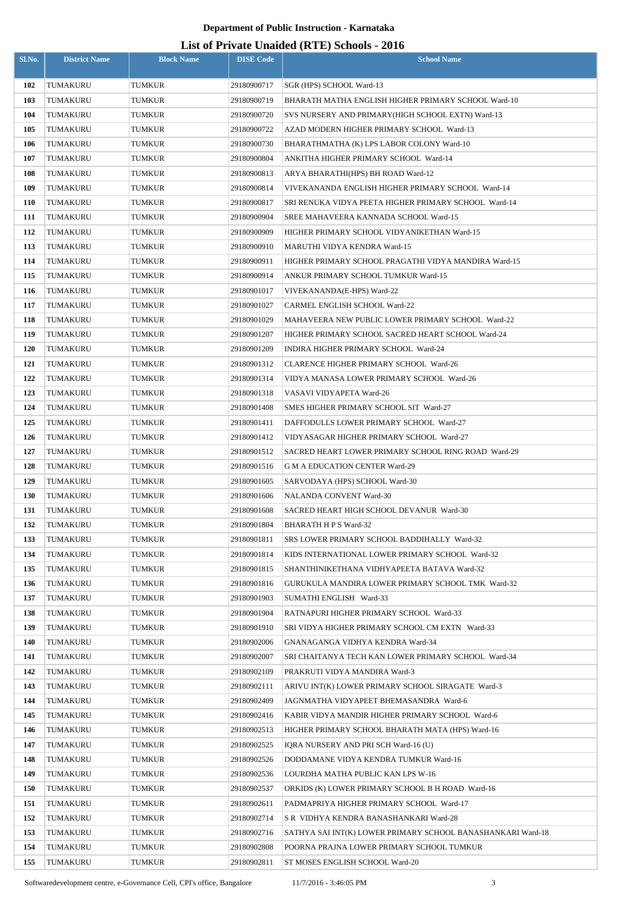**Department of Public Instruction - Karnataka**

**List of Private Unaided (RTE) Schools - 2016**

| Sl.No. | District Name | Block Name | DISE Code | School Name |
|---|---|---|---|---|
| 102 | TUMAKURU | TUMKUR | 29180900717 | SGR (HPS) SCHOOL Ward-13 |
| 103 | TUMAKURU | TUMKUR | 29180900719 | BHARATH MATHA ENGLISH HIGHER PRIMARY SCHOOL Ward-10 |
| 104 | TUMAKURU | TUMKUR | 29180900720 | SVS NURSERY AND PRIMARY(HIGH SCHOOL EXTN) Ward-13 |
| 105 | TUMAKURU | TUMKUR | 29180900722 | AZAD MODERN HIGHER PRIMARY SCHOOL Ward-13 |
| 106 | TUMAKURU | TUMKUR | 29180900730 | BHARATHMATHA (K) LPS LABOR COLONY Ward-10 |
| 107 | TUMAKURU | TUMKUR | 29180900804 | ANKITHA HIGHER PRIMARY SCHOOL Ward-14 |
| 108 | TUMAKURU | TUMKUR | 29180900813 | ARYA BHARATHI(HPS) BH ROAD Ward-12 |
| 109 | TUMAKURU | TUMKUR | 29180900814 | VIVEKANANDA ENGLISH HIGHER PRIMARY SCHOOL Ward-14 |
| 110 | TUMAKURU | TUMKUR | 29180900817 | SRI RENUKA VIDYA PEETA HIGHER PRIMARY SCHOOL Ward-14 |
| 111 | TUMAKURU | TUMKUR | 29180900904 | SREE MAHAVEERA KANNADA SCHOOL Ward-15 |
| 112 | TUMAKURU | TUMKUR | 29180900909 | HIGHER PRIMARY SCHOOL VIDYANIKETHAN Ward-15 |
| 113 | TUMAKURU | TUMKUR | 29180900910 | MARUTHI VIDYA KENDRA Ward-15 |
| 114 | TUMAKURU | TUMKUR | 29180900911 | HIGHER PRIMARY SCHOOL PRAGATHI VIDYA MANDIRA Ward-15 |
| 115 | TUMAKURU | TUMKUR | 29180900914 | ANKUR PRIMARY SCHOOL TUMKUR Ward-15 |
| 116 | TUMAKURU | TUMKUR | 29180901017 | VIVEKANANDA(E-HPS) Ward-22 |
| 117 | TUMAKURU | TUMKUR | 29180901027 | CARMEL ENGLISH SCHOOL Ward-22 |
| 118 | TUMAKURU | TUMKUR | 29180901029 | MAHAVEERA NEW PUBLIC LOWER PRIMARY SCHOOL Ward-22 |
| 119 | TUMAKURU | TUMKUR | 29180901207 | HIGHER PRIMARY SCHOOL SACRED HEART SCHOOL Ward-24 |
| 120 | TUMAKURU | TUMKUR | 29180901209 | INDIRA HIGHER PRIMARY SCHOOL Ward-24 |
| 121 | TUMAKURU | TUMKUR | 29180901312 | CLARENCE HIGHER PRIMARY SCHOOL Ward-26 |
| 122 | TUMAKURU | TUMKUR | 29180901314 | VIDYA MANASA LOWER PRIMARY SCHOOL Ward-26 |
| 123 | TUMAKURU | TUMKUR | 29180901318 | VASAVI VIDYAPETA Ward-26 |
| 124 | TUMAKURU | TUMKUR | 29180901408 | SMES HIGHER PRIMARY SCHOOL SIT Ward-27 |
| 125 | TUMAKURU | TUMKUR | 29180901411 | DAFFODULLS LOWER PRIMARY SCHOOL Ward-27 |
| 126 | TUMAKURU | TUMKUR | 29180901412 | VIDYASAGAR HIGHER PRIMARY SCHOOL Ward-27 |
| 127 | TUMAKURU | TUMKUR | 29180901512 | SACRED HEART LOWER PRIMARY SCHOOL RING ROAD Ward-29 |
| 128 | TUMAKURU | TUMKUR | 29180901516 | G M A EDUCATION CENTER Ward-29 |
| 129 | TUMAKURU | TUMKUR | 29180901605 | SARVODAYA (HPS) SCHOOL Ward-30 |
| 130 | TUMAKURU | TUMKUR | 29180901606 | NALANDA CONVENT Ward-30 |
| 131 | TUMAKURU | TUMKUR | 29180901608 | SACRED HEART HIGH SCHOOL DEVANUR Ward-30 |
| 132 | TUMAKURU | TUMKUR | 29180901804 | BHARATH H P S Ward-32 |
| 133 | TUMAKURU | TUMKUR | 29180901811 | SRS LOWER PRIMARY SCHOOL BADDIHALLY Ward-32 |
| 134 | TUMAKURU | TUMKUR | 29180901814 | KIDS INTERNATIONAL LOWER PRIMARY SCHOOL Ward-32 |
| 135 | TUMAKURU | TUMKUR | 29180901815 | SHANTHINIKETHANA VIDHYAPEETA BATAVA Ward-32 |
| 136 | TUMAKURU | TUMKUR | 29180901816 | GURUKULA MANDIRA LOWER PRIMARY SCHOOL TMK Ward-32 |
| 137 | TUMAKURU | TUMKUR | 29180901903 | SUMATHI ENGLISH Ward-33 |
| 138 | TUMAKURU | TUMKUR | 29180901904 | RATNAPURI HIGHER PRIMARY SCHOOL Ward-33 |
| 139 | TUMAKURU | TUMKUR | 29180901910 | SRI VIDYA HIGHER PRIMARY SCHOOL CM EXTN Ward-33 |
| 140 | TUMAKURU | TUMKUR | 29180902006 | GNANAGANGA VIDHYA KENDRA Ward-34 |
| 141 | TUMAKURU | TUMKUR | 29180902007 | SRI CHAITANYA TECH KAN LOWER PRIMARY SCHOOL Ward-34 |
| 142 | TUMAKURU | TUMKUR | 29180902109 | PRAKRUTI VIDYA MANDIRA Ward-3 |
| 143 | TUMAKURU | TUMKUR | 29180902111 | ARIVU INT(K) LOWER PRIMARY SCHOOL SIRAGATE Ward-3 |
| 144 | TUMAKURU | TUMKUR | 29180902409 | JAGNMATHA VIDYAPEET BHEMASANDRA Ward-6 |
| 145 | TUMAKURU | TUMKUR | 29180902416 | KABIR VIDYA MANDIR HIGHER PRIMARY SCHOOL Ward-6 |
| 146 | TUMAKURU | TUMKUR | 29180902513 | HIGHER PRIMARY SCHOOL BHARATH MATA (HPS) Ward-16 |
| 147 | TUMAKURU | TUMKUR | 29180902525 | IQRA NURSERY AND PRI SCH Ward-16 (U) |
| 148 | TUMAKURU | TUMKUR | 29180902526 | DODDAMANE VIDYA KENDRA TUMKUR Ward-16 |
| 149 | TUMAKURU | TUMKUR | 29180902536 | LOURDHA MATHA PUBLIC KAN LPS W-16 |
| 150 | TUMAKURU | TUMKUR | 29180902537 | ORKIDS (K) LOWER PRIMARY SCHOOL B H ROAD Ward-16 |
| 151 | TUMAKURU | TUMKUR | 29180902611 | PADMAPRIYA HIGHER PRIMARY SCHOOL Ward-17 |
| 152 | TUMAKURU | TUMKUR | 29180902714 | S R VIDHYA KENDRA BANASHANKARI Ward-28 |
| 153 | TUMAKURU | TUMKUR | 29180902716 | SATHYA SAI INT(K) LOWER PRIMARY SCHOOL BANASHANKARI Ward-18 |
| 154 | TUMAKURU | TUMKUR | 29180902808 | POORNA PRAJNA LOWER PRIMARY SCHOOL TUMKUR |
| 155 | TUMAKURU | TUMKUR | 29180902811 | ST MOSES ENGLISH SCHOOL Ward-20 |

Softwaredevelopment centre, e-Governance Cell, CPI's office, Bangalore 11/7/2016 - 3:46:05 PM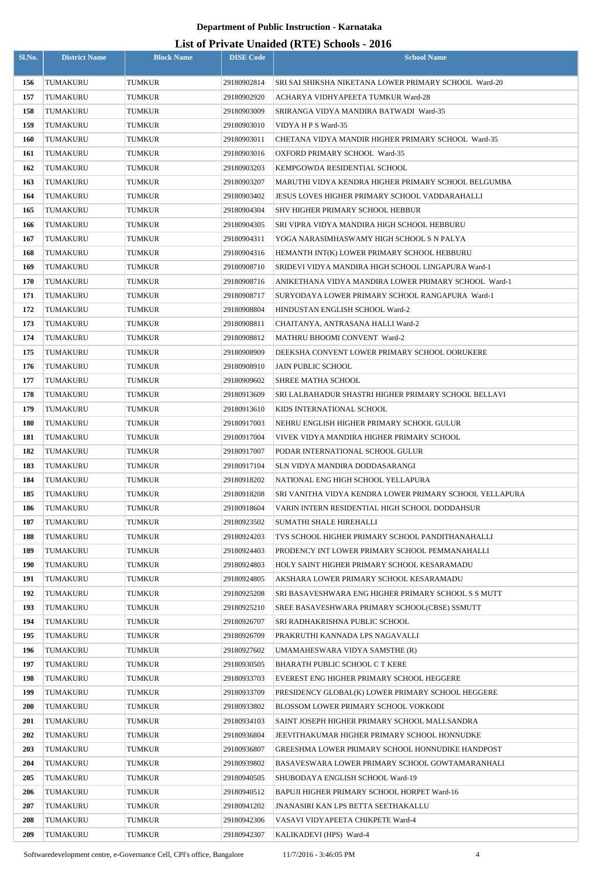**Department of Public Instruction - Karnataka**

# List of Private Unaided (RTE) Schools - 2016

| Sl.No. | District Name | Block Name | DISE Code | School Name |
|---|---|---|---|---|
| 156 | TUMAKURU | TUMKUR | 29180902814 | SRI SAI SHIKSHA NIKETANA LOWER PRIMARY SCHOOL Ward-20 |
| 157 | TUMAKURU | TUMKUR | 29180902920 | ACHARYA VIDHYAPEETA TUMKUR Ward-28 |
| 158 | TUMAKURU | TUMKUR | 29180903009 | SRIRANGA VIDYA MANDIRA BATWADI Ward-35 |
| 159 | TUMAKURU | TUMKUR | 29180903010 | VIDYA H P S Ward-35 |
| 160 | TUMAKURU | TUMKUR | 29180903011 | CHETANA VIDYA MANDIR HIGHER PRIMARY SCHOOL Ward-35 |
| 161 | TUMAKURU | TUMKUR | 29180903016 | OXFORD PRIMARY SCHOOL Ward-35 |
| 162 | TUMAKURU | TUMKUR | 29180903203 | KEMPGOWDA RESIDENTIAL SCHOOL |
| 163 | TUMAKURU | TUMKUR | 29180903207 | MARUTHI VIDYA KENDRA HIGHER PRIMARY SCHOOL BELGUMBA |
| 164 | TUMAKURU | TUMKUR | 29180903402 | JESUS LOVES HIGHER PRIMARY SCHOOL VADDARAHALLI |
| 165 | TUMAKURU | TUMKUR | 29180904304 | SHV HIGHER PRIMARY SCHOOL HEBBUR |
| 166 | TUMAKURU | TUMKUR | 29180904305 | SRI VIPRA VIDYA MANDIRA HIGH SCHOOL HEBBURU |
| 167 | TUMAKURU | TUMKUR | 29180904311 | YOGA NARASIMHASWAMY HIGH SCHOOL S N PALYA |
| 168 | TUMAKURU | TUMKUR | 29180904316 | HEMANTH INT(K) LOWER PRIMARY SCHOOL HEBBURU |
| 169 | TUMAKURU | TUMKUR | 29180908710 | SRIDEVI VIDYA MANDIRA HIGH SCHOOL LINGAPURA Ward-1 |
| 170 | TUMAKURU | TUMKUR | 29180908716 | ANIKETHANA VIDYA MANDIRA LOWER PRIMARY SCHOOL Ward-1 |
| 171 | TUMAKURU | TUMKUR | 29180908717 | SURYODAYA LOWER PRIMARY SCHOOL RANGAPURA Ward-1 |
| 172 | TUMAKURU | TUMKUR | 29180908804 | HINDUSTAN ENGLISH SCHOOL Ward-2 |
| 173 | TUMAKURU | TUMKUR | 29180908811 | CHAITANYA, ANTRASANA HALLI Ward-2 |
| 174 | TUMAKURU | TUMKUR | 29180908812 | MATHRU BHOOMI CONVENT Ward-2 |
| 175 | TUMAKURU | TUMKUR | 29180908909 | DEEKSHA CONVENT LOWER PRIMARY SCHOOL OORUKERE |
| 176 | TUMAKURU | TUMKUR | 29180908910 | JAIN PUBLIC SCHOOL |
| 177 | TUMAKURU | TUMKUR | 29180909602 | SHREE MATHA SCHOOL |
| 178 | TUMAKURU | TUMKUR | 29180913609 | SRI LALBAHADUR SHASTRI HIGHER PRIMARY SCHOOL BELLAVI |
| 179 | TUMAKURU | TUMKUR | 29180913610 | KIDS INTERNATIONAL SCHOOL |
| 180 | TUMAKURU | TUMKUR | 29180917003 | NEHRU ENGLISH HIGHER PRIMARY SCHOOL GULUR |
| 181 | TUMAKURU | TUMKUR | 29180917004 | VIVEK VIDYA MANDIRA HIGHER PRIMARY SCHOOL |
| 182 | TUMAKURU | TUMKUR | 29180917007 | PODAR INTERNATIONAL SCHOOL GULUR |
| 183 | TUMAKURU | TUMKUR | 29180917104 | SLN VIDYA MANDIRA DODDASARANGI |
| 184 | TUMAKURU | TUMKUR | 29180918202 | NATIONAL ENG HIGH SCHOOL YELLAPURA |
| 185 | TUMAKURU | TUMKUR | 29180918208 | SRI VANITHA VIDYA KENDRA LOWER PRIMARY SCHOOL YELLAPURA |
| 186 | TUMAKURU | TUMKUR | 29180918604 | VARIN INTERN RESIDENTIAL HIGH SCHOOL DODDAHSUR |
| 187 | TUMAKURU | TUMKUR | 29180923502 | SUMATHI SHALE HIREHALLI |
| 188 | TUMAKURU | TUMKUR | 29180924203 | TVS SCHOOL HIGHER PRIMARY SCHOOL PANDITHANAHALLI |
| 189 | TUMAKURU | TUMKUR | 29180924403 | PRODENCY INT LOWER PRIMARY SCHOOL PEMMANAHALLI |
| 190 | TUMAKURU | TUMKUR | 29180924803 | HOLY SAINT HIGHER PRIMARY SCHOOL KESARAMADU |
| 191 | TUMAKURU | TUMKUR | 29180924805 | AKSHARA LOWER PRIMARY SCHOOL KESARAMADU |
| 192 | TUMAKURU | TUMKUR | 29180925208 | SRI BASAVESHWARA ENG HIGHER PRIMARY SCHOOL S S MUTT |
| 193 | TUMAKURU | TUMKUR | 29180925210 | SREE BASAVESHWARA PRIMARY SCHOOL(CBSE) SSMUTT |
| 194 | TUMAKURU | TUMKUR | 29180926707 | SRI RADHAKRISHNA PUBLIC SCHOOL |
| 195 | TUMAKURU | TUMKUR | 29180926709 | PRAKRUTHI KANNADA LPS NAGAVALLI |
| 196 | TUMAKURU | TUMKUR | 29180927602 | UMAMAHESWARA VIDYA SAMSTHE (R) |
| 197 | TUMAKURU | TUMKUR | 29180930505 | BHARATH PUBLIC SCHOOL C T KERE |
| 198 | TUMAKURU | TUMKUR | 29180933703 | EVEREST ENG HIGHER PRIMARY SCHOOL HEGGERE |
| 199 | TUMAKURU | TUMKUR | 29180933709 | PRESIDENCY GLOBAL(K) LOWER PRIMARY SCHOOL HEGGERE |
| 200 | TUMAKURU | TUMKUR | 29180933802 | BLOSSOM LOWER PRIMARY SCHOOL VOKKODI |
| 201 | TUMAKURU | TUMKUR | 29180934103 | SAINT JOSEPH HIGHER PRIMARY SCHOOL MALLSANDRA |
| 202 | TUMAKURU | TUMKUR | 29180936804 | JEEVITHAKUMAR HIGHER PRIMARY SCHOOL HONNUDKE |
| 203 | TUMAKURU | TUMKUR | 29180936807 | GREESHMA LOWER PRIMARY SCHOOL HONNUDIKE HANDPOST |
| 204 | TUMAKURU | TUMKUR | 29180939802 | BASAVESWARA LOWER PRIMARY SCHOOL GOWTAMARANHALI |
| 205 | TUMAKURU | TUMKUR | 29180940505 | SHUBODAYA ENGLISH SCHOOL Ward-19 |
| 206 | TUMAKURU | TUMKUR | 29180940512 | BAPUJI HIGHER PRIMARY SCHOOL HORPET Ward-16 |
| 207 | TUMAKURU | TUMKUR | 29180941202 | JNANASIRI KAN LPS BETTA SEETHAKALLU |
| 208 | TUMAKURU | TUMKUR | 29180942306 | VASAVI VIDYAPEETA CHIKPETE Ward-4 |
| 209 | TUMAKURU | TUMKUR | 29180942307 | KALIKADEVI (HPS) Ward-4 |

Softwaredevelopment centre, e-Governance Cell, CPI's office, Bangalore 11/7/2016 - 3:46:05 PM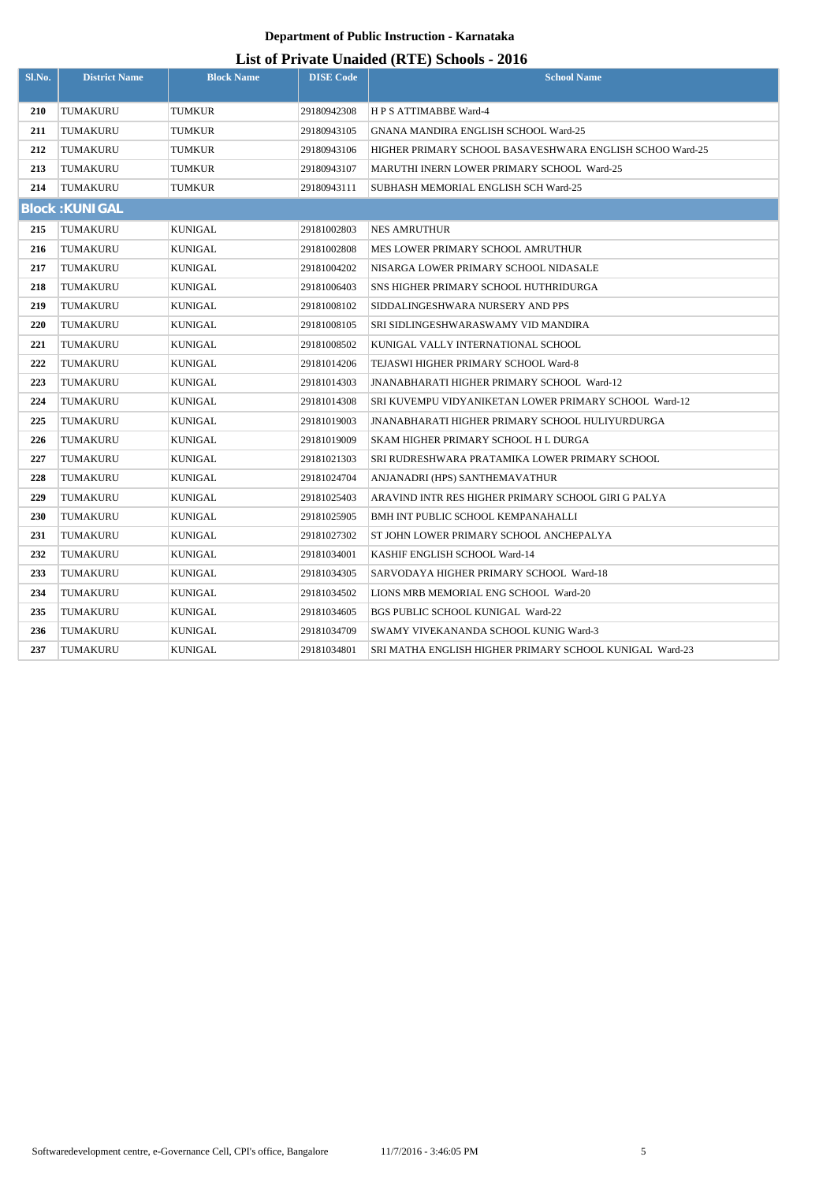**Department of Public Instruction - Karnataka**

**List of Private Unaided (RTE) Schools - 2016**

| Sl.No. | District Name | Block Name | DISE Code | School Name |
|---|---|---|---|---|
| 210 | TUMAKURU | TUMKUR | 29180942308 | H P S ATTIMABBE Ward-4 |
| 211 | TUMAKURU | TUMKUR | 29180943105 | GNANA MANDIRA ENGLISH SCHOOL Ward-25 |
| 212 | TUMAKURU | TUMKUR | 29180943106 | HIGHER PRIMARY SCHOOL BASAVESHWARA ENGLISH SCHOO Ward-25 |
| 213 | TUMAKURU | TUMKUR | 29180943107 | MARUTHI INERN LOWER PRIMARY SCHOOL Ward-25 |
| 214 | TUMAKURU | TUMKUR | 29180943111 | SUBHASH MEMORIAL ENGLISH SCH Ward-25 |
| **Block :KUNIGAL** | | | | |
| 215 | TUMAKURU | KUNIGAL | 29181002803 | NES AMRUTHUR |
| 216 | TUMAKURU | KUNIGAL | 29181002808 | MES LOWER PRIMARY SCHOOL AMRUTHUR |
| 217 | TUMAKURU | KUNIGAL | 29181004202 | NISARGA LOWER PRIMARY SCHOOL NIDASALE |
| 218 | TUMAKURU | KUNIGAL | 29181006403 | SNS HIGHER PRIMARY SCHOOL HUTHRIDURGA |
| 219 | TUMAKURU | KUNIGAL | 29181008102 | SIDDALINGESHWARA NURSERY AND PPS |
| 220 | TUMAKURU | KUNIGAL | 29181008105 | SRI SIDLINGESHWARASWAMY VID MANDIRA |
| 221 | TUMAKURU | KUNIGAL | 29181008502 | KUNIGAL VALLY INTERNATIONAL SCHOOL |
| 222 | TUMAKURU | KUNIGAL | 29181014206 | TEJASWI HIGHER PRIMARY SCHOOL Ward-8 |
| 223 | TUMAKURU | KUNIGAL | 29181014303 | JNANABHARATI HIGHER PRIMARY SCHOOL Ward-12 |
| 224 | TUMAKURU | KUNIGAL | 29181014308 | SRI KUVEMPU VIDYANIKETAN LOWER PRIMARY SCHOOL Ward-12 |
| 225 | TUMAKURU | KUNIGAL | 29181019003 | JNANABHARATI HIGHER PRIMARY SCHOOL HULIYURDURGA |
| 226 | TUMAKURU | KUNIGAL | 29181019009 | SKAM HIGHER PRIMARY SCHOOL H L DURGA |
| 227 | TUMAKURU | KUNIGAL | 29181021303 | SRI RUDRESHWARA PRATAMIKA LOWER PRIMARY SCHOOL |
| 228 | TUMAKURU | KUNIGAL | 29181024704 | ANJANADRI (HPS) SANTHEMAVATHUR |
| 229 | TUMAKURU | KUNIGAL | 29181025403 | ARAVIND INTR RES HIGHER PRIMARY SCHOOL GIRI G PALYA |
| 230 | TUMAKURU | KUNIGAL | 29181025905 | BMH INT PUBLIC SCHOOL KEMPANAHALLI |
| 231 | TUMAKURU | KUNIGAL | 29181027302 | ST JOHN LOWER PRIMARY SCHOOL ANCHEPALYA |
| 232 | TUMAKURU | KUNIGAL | 29181034001 | KASHIF ENGLISH SCHOOL Ward-14 |
| 233 | TUMAKURU | KUNIGAL | 29181034305 | SARVODAYA HIGHER PRIMARY SCHOOL Ward-18 |
| 234 | TUMAKURU | KUNIGAL | 29181034502 | LIONS MRB MEMORIAL ENG SCHOOL Ward-20 |
| 235 | TUMAKURU | KUNIGAL | 29181034605 | BGS PUBLIC SCHOOL KUNIGAL Ward-22 |
| 236 | TUMAKURU | KUNIGAL | 29181034709 | SWAMY VIVEKANANDA SCHOOL KUNIG Ward-3 |
| 237 | TUMAKURU | KUNIGAL | 29181034801 | SRI MATHA ENGLISH HIGHER PRIMARY SCHOOL KUNIGAL Ward-23 |

Softwaredevelopment centre, e-Governance Cell, CPI's office, Bangalore 11/7/2016 - 3:46:05 PM